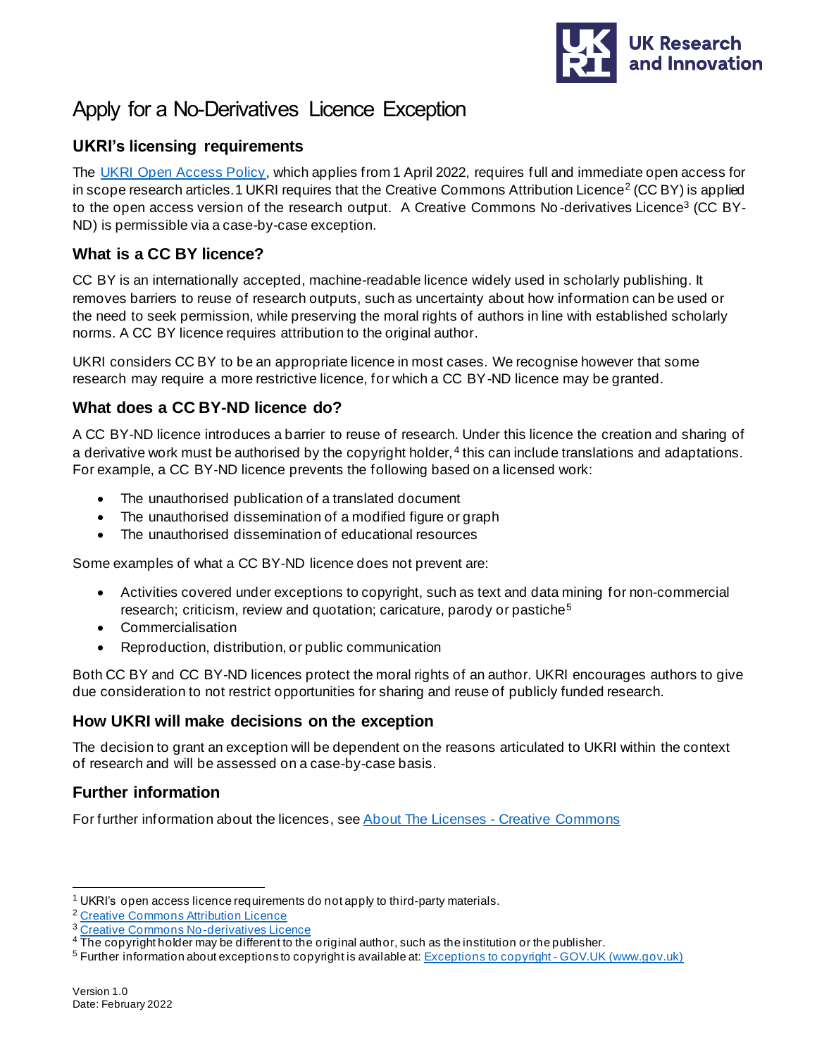# Apply for a No-Derivatives Licence Exception

## UKRI's licensing requirements

The [UKRI Open Access Policy](), which applies from 1 April 2022, requires full and immediate open access for in scope research articles.1 UKRI requires that the Creative Commons Attribution Licence[2] (CC BY) is applied to the open access version of the research output. A Creative Commons No-derivatives Licence[3] (CC BY-ND) is permissible via a case-by-case exception.

## What is a CC BY licence?

CC BY is an internationally accepted, machine-readable licence widely used in scholarly publishing. It removes barriers to reuse of research outputs, such as uncertainty about how information can be used or the need to seek permission, while preserving the moral rights of authors in line with established scholarly norms. A CC BY licence requires attribution to the original author.

UKRI considers CC BY to be an appropriate licence in most cases. We recognise however that some research may require a more restrictive licence, for which a CC BY-ND licence may be granted.

## What does a CC BY-ND licence do?

A CC BY-ND licence introduces a barrier to reuse of research. Under this licence the creation and sharing of a derivative work must be authorised by the copyright holder,[4] this can include translations and adaptations. For example, a CC BY-ND licence prevents the following based on a licensed work:

- The unauthorised publication of a translated document
- The unauthorised dissemination of a modified figure or graph
- The unauthorised dissemination of educational resources

Some examples of what a CC BY-ND licence does not prevent are:

- Activities covered under exceptions to copyright, such as text and data mining for non-commercial research; criticism, review and quotation; caricature, parody or pastiche[5]
- Commercialisation
- Reproduction, distribution, or public communication

Both CC BY and CC BY-ND licences protect the moral rights of an author. UKRI encourages authors to give due consideration to not restrict opportunities for sharing and reuse of publicly funded research.

## How UKRI will make decisions on the exception

The decision to grant an exception will be dependent on the reasons articulated to UKRI within the context of research and will be assessed on a case-by-case basis.

## Further information

For further information about the licences, see [About The Licenses - Creative Commons]()

---

[1] UKRI's open access licence requirements do not apply to third-party materials.

[2] [Creative Commons Attribution Licence]()

[3] [Creative Commons No-derivatives Licence]()

[4] The copyright holder may be different to the original author, such as the institution or the publisher.

[5] Further information about exceptions to copyright is available at: [Exceptions to copyright - GOV.UK (www.gov.uk)]()

Version 1.0
Date: February 2022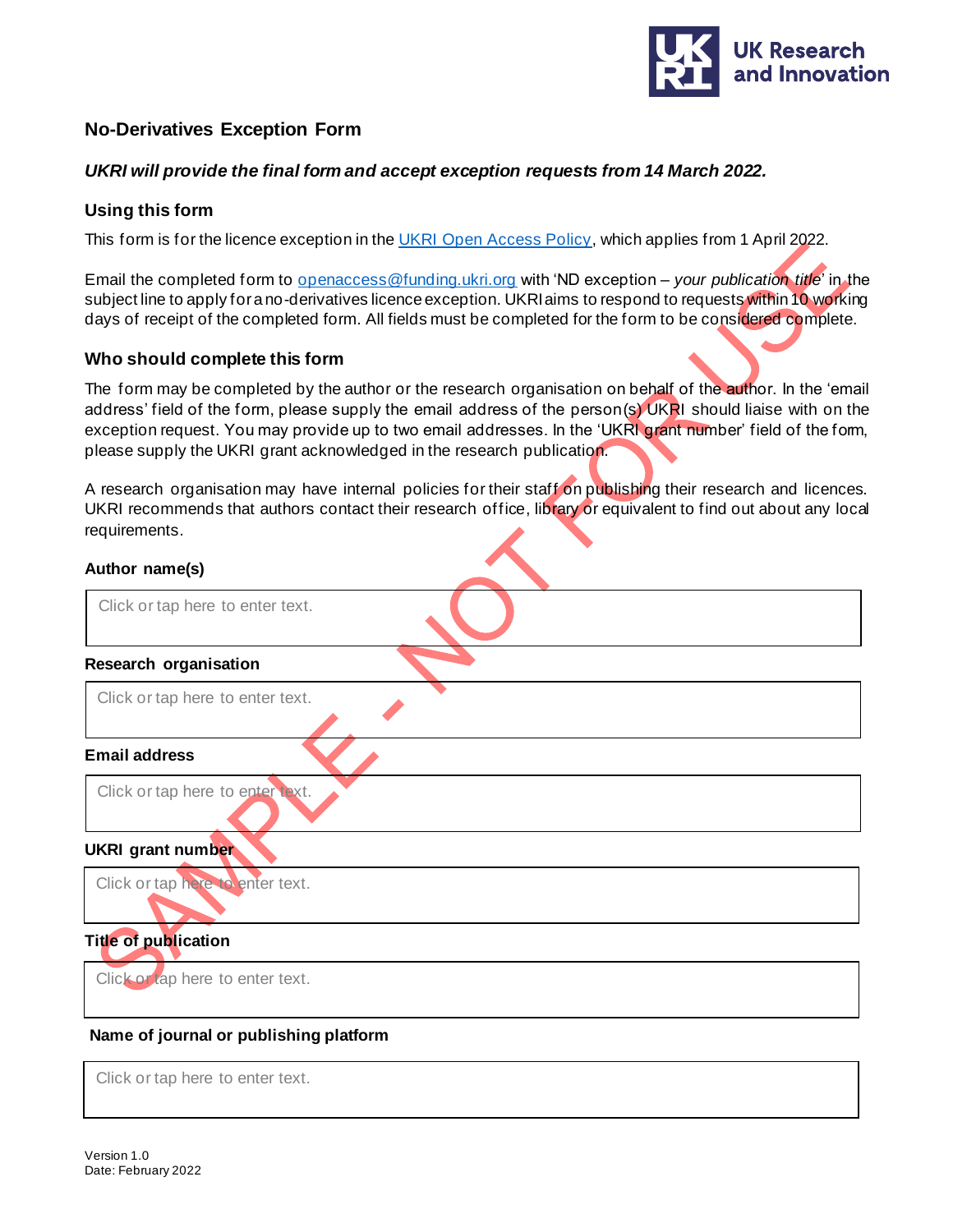## No-Derivatives Exception Form

***UKRI will provide the final form and accept exception requests from 14 March 2022.***

### Using this form

This form is for the licence exception in the [UKRI Open Access Policy](), which applies from 1 April 2022.

Email the completed form to [openaccess@funding.ukri.org]() with 'ND exception – *your publication title*' in the subject line to apply for a no-derivatives licence exception. UKRI aims to respond to requests within 10 working days of receipt of the completed form. All fields must be completed for the form to be considered complete.

### Who should complete this form

The form may be completed by the author or the research organisation on behalf of the author. In the 'email address' field of the form, please supply the email address of the person(s) UKRI should liaise with on the exception request. You may provide up to two email addresses. In the 'UKRI grant number' field of the form, please supply the UKRI grant acknowledged in the research publication.

A research organisation may have internal policies for their staff on publishing their research and licences. UKRI recommends that authors contact their research office, library or equivalent to find out about any local requirements.

**Author name(s)**

Click or tap here to enter text.

**Research organisation**

Click or tap here to enter text.

**Email address**

Click or tap here to enter text.

**UKRI grant number**

Click or tap here to enter text.

**Title of publication**

Click or tap here to enter text.

**Name of journal or publishing platform**

Click or tap here to enter text.

Version 1.0
Date: February 2022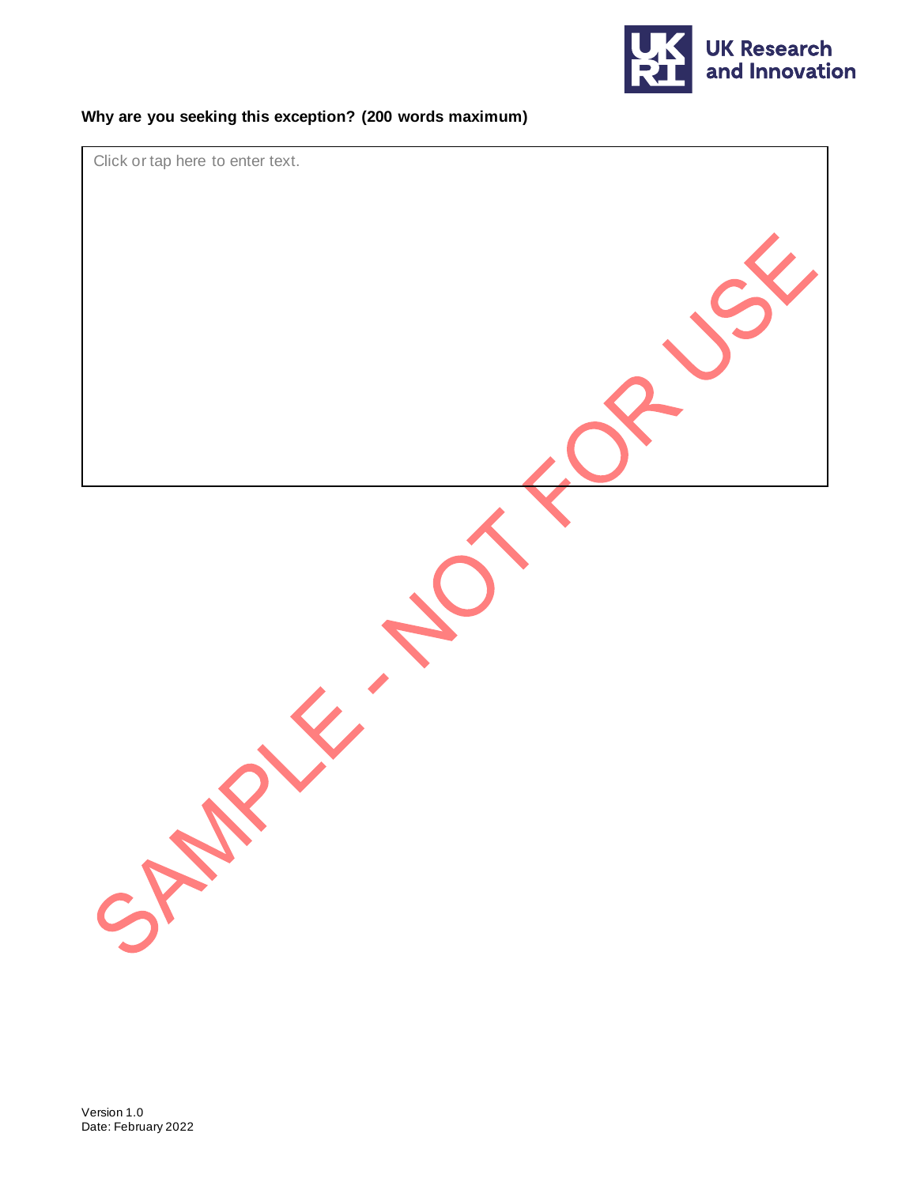**Why are you seeking this exception? (200 words maximum)**

| Click or tap here to enter text. |
|---|

SAMPLE - NOT FOR USE

Version 1.0
Date: February 2022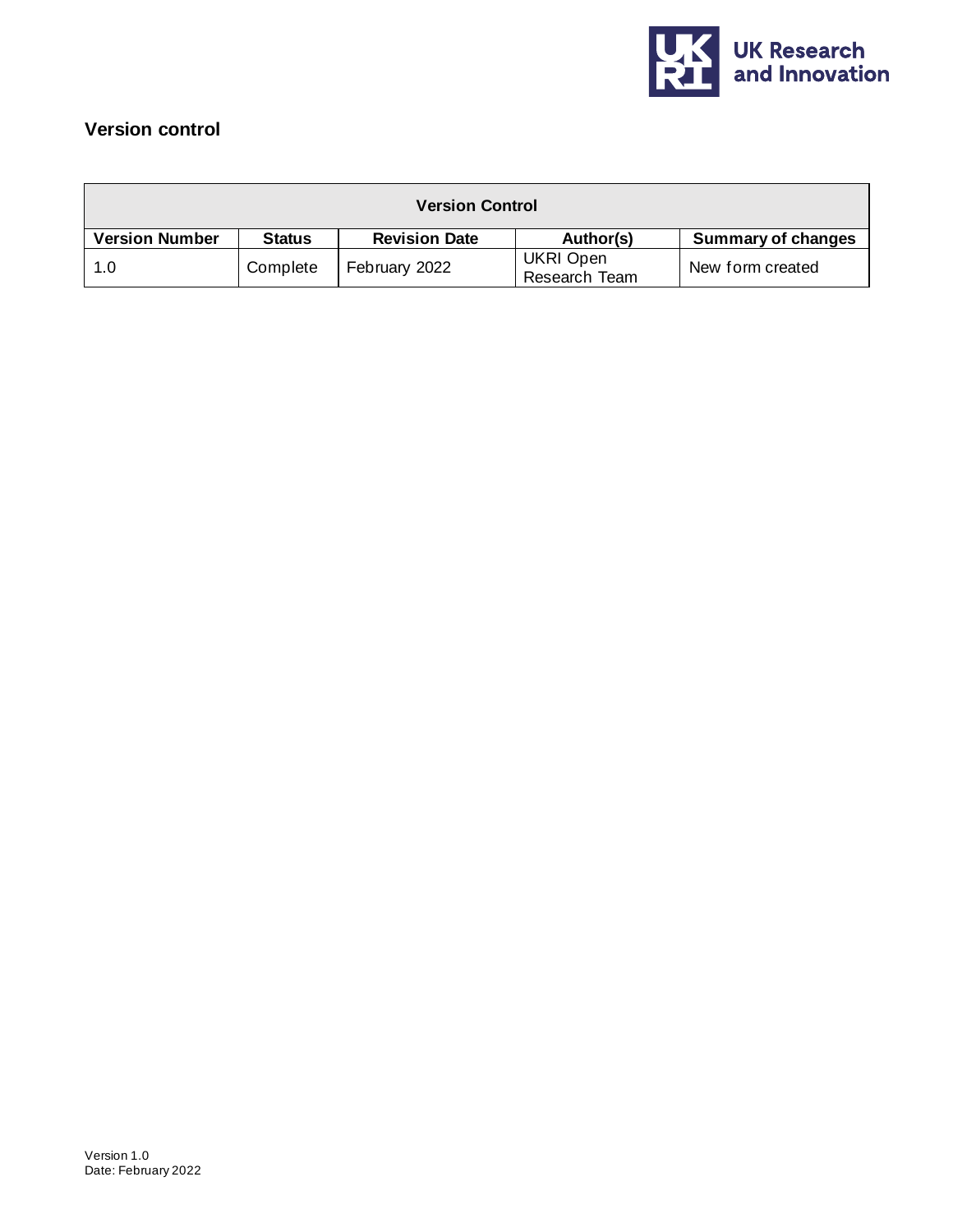## Version control

| Version Control | | | | |
|---|---|---|---|---|
| **Version Number** | **Status** | **Revision Date** | **Author(s)** | **Summary of changes** |
| 1.0 | Complete | February 2022 | UKRI Open Research Team | New form created |